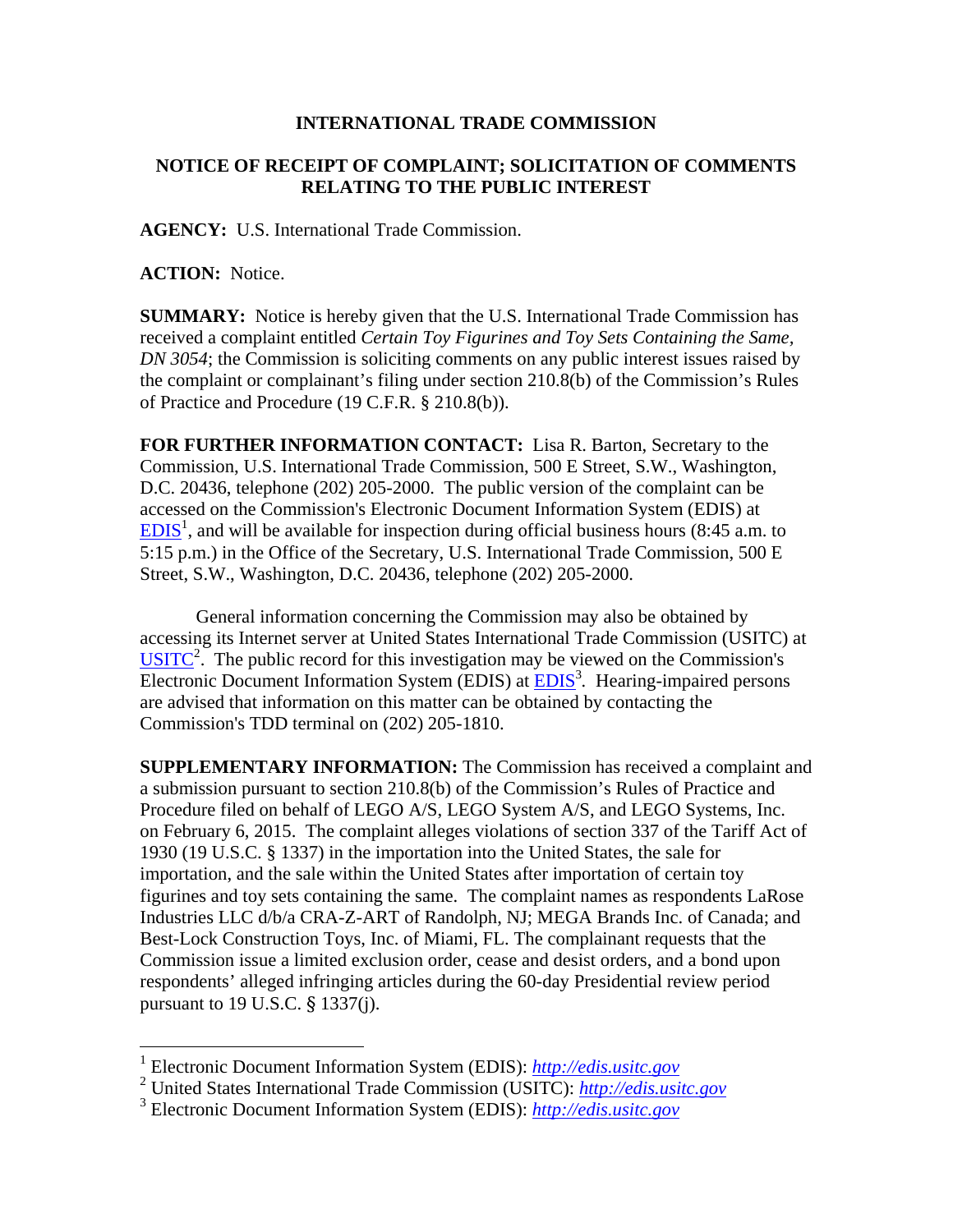**INTERNATIONAL TRADE COMMISSION**

**NOTICE OF RECEIPT OF COMPLAINT; SOLICITATION OF COMMENTS RELATING TO THE PUBLIC INTEREST**

**AGENCY:** U.S. International Trade Commission.

**ACTION:** Notice.

**SUMMARY:** Notice is hereby given that the U.S. International Trade Commission has received a complaint entitled *Certain Toy Figurines and Toy Sets Containing the Same, DN 3054*; the Commission is soliciting comments on any public interest issues raised by the complaint or complainant's filing under section 210.8(b) of the Commission's Rules of Practice and Procedure (19 C.F.R. § 210.8(b)).

**FOR FURTHER INFORMATION CONTACT:** Lisa R. Barton, Secretary to the Commission, U.S. International Trade Commission, 500 E Street, S.W., Washington, D.C. 20436, telephone (202) 205-2000. The public version of the complaint can be accessed on the Commission's Electronic Document Information System (EDIS) at EDIS[1], and will be available for inspection during official business hours (8:45 a.m. to 5:15 p.m.) in the Office of the Secretary, U.S. International Trade Commission, 500 E Street, S.W., Washington, D.C. 20436, telephone (202) 205-2000.

General information concerning the Commission may also be obtained by accessing its Internet server at United States International Trade Commission (USITC) at USITC[2]. The public record for this investigation may be viewed on the Commission's Electronic Document Information System (EDIS) at EDIS[3]. Hearing-impaired persons are advised that information on this matter can be obtained by contacting the Commission's TDD terminal on (202) 205-1810.

**SUPPLEMENTARY INFORMATION:** The Commission has received a complaint and a submission pursuant to section 210.8(b) of the Commission's Rules of Practice and Procedure filed on behalf of LEGO A/S, LEGO System A/S, and LEGO Systems, Inc. on February 6, 2015. The complaint alleges violations of section 337 of the Tariff Act of 1930 (19 U.S.C. § 1337) in the importation into the United States, the sale for importation, and the sale within the United States after importation of certain toy figurines and toy sets containing the same. The complaint names as respondents LaRose Industries LLC d/b/a CRA-Z-ART of Randolph, NJ; MEGA Brands Inc. of Canada; and Best-Lock Construction Toys, Inc. of Miami, FL. The complainant requests that the Commission issue a limited exclusion order, cease and desist orders, and a bond upon respondents' alleged infringing articles during the 60-day Presidential review period pursuant to 19 U.S.C. § 1337(j).

---

[1] Electronic Document Information System (EDIS): *http://edis.usitc.gov*

[2] United States International Trade Commission (USITC): *http://edis.usitc.gov*

[3] Electronic Document Information System (EDIS): *http://edis.usitc.gov*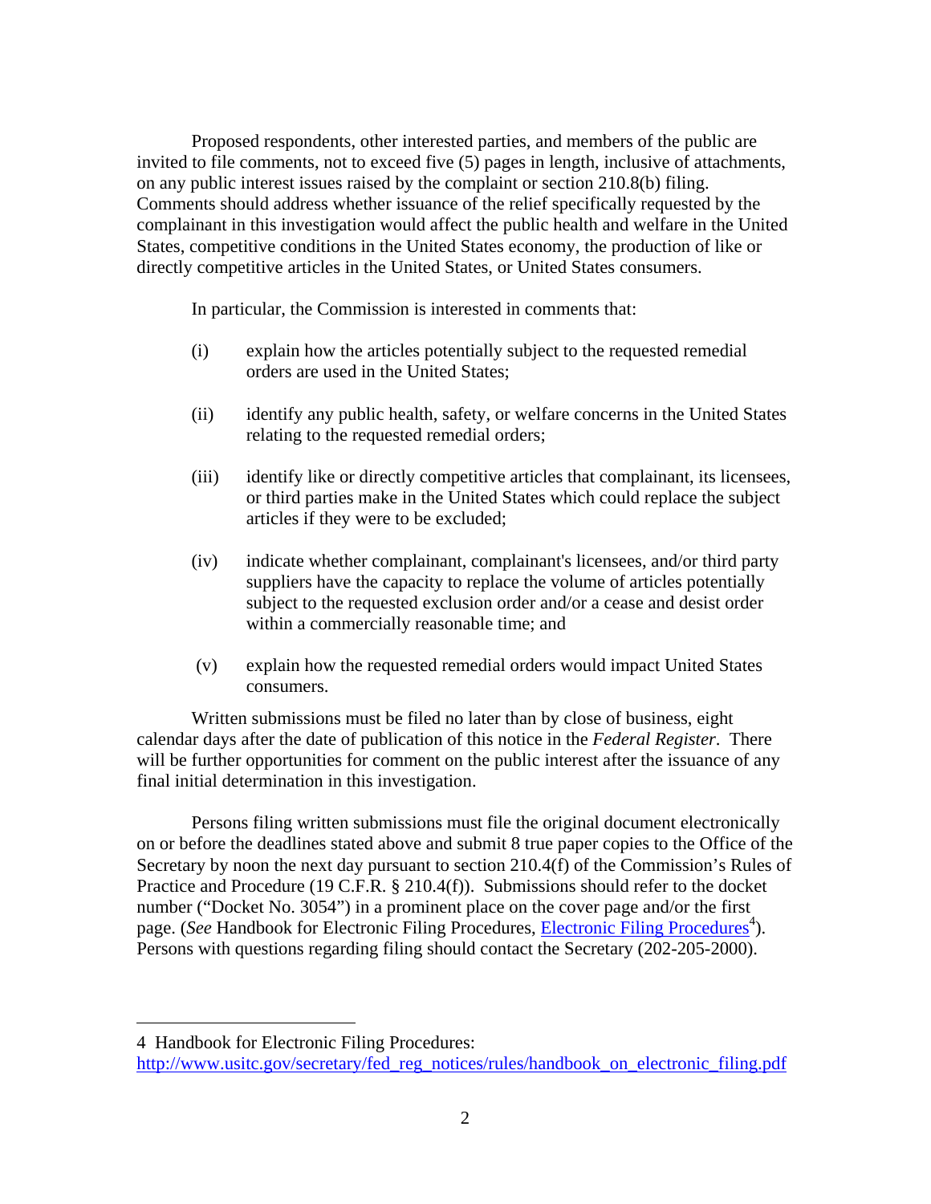Proposed respondents, other interested parties, and members of the public are invited to file comments, not to exceed five (5) pages in length, inclusive of attachments, on any public interest issues raised by the complaint or section 210.8(b) filing. Comments should address whether issuance of the relief specifically requested by the complainant in this investigation would affect the public health and welfare in the United States, competitive conditions in the United States economy, the production of like or directly competitive articles in the United States, or United States consumers.

In particular, the Commission is interested in comments that:

(i) explain how the articles potentially subject to the requested remedial orders are used in the United States;

(ii) identify any public health, safety, or welfare concerns in the United States relating to the requested remedial orders;

(iii) identify like or directly competitive articles that complainant, its licensees, or third parties make in the United States which could replace the subject articles if they were to be excluded;

(iv) indicate whether complainant, complainant's licensees, and/or third party suppliers have the capacity to replace the volume of articles potentially subject to the requested exclusion order and/or a cease and desist order within a commercially reasonable time; and

(v) explain how the requested remedial orders would impact United States consumers.

Written submissions must be filed no later than by close of business, eight calendar days after the date of publication of this notice in the *Federal Register*. There will be further opportunities for comment on the public interest after the issuance of any final initial determination in this investigation.

Persons filing written submissions must file the original document electronically on or before the deadlines stated above and submit 8 true paper copies to the Office of the Secretary by noon the next day pursuant to section 210.4(f) of the Commission's Rules of Practice and Procedure (19 C.F.R. § 210.4(f)). Submissions should refer to the docket number ("Docket No. 3054") in a prominent place on the cover page and/or the first page. (*See* Handbook for Electronic Filing Procedures, Electronic Filing Procedures[4]). Persons with questions regarding filing should contact the Secretary (202-205-2000).

---

4 Handbook for Electronic Filing Procedures:
http://www.usitc.gov/secretary/fed_reg_notices/rules/handbook_on_electronic_filing.pdf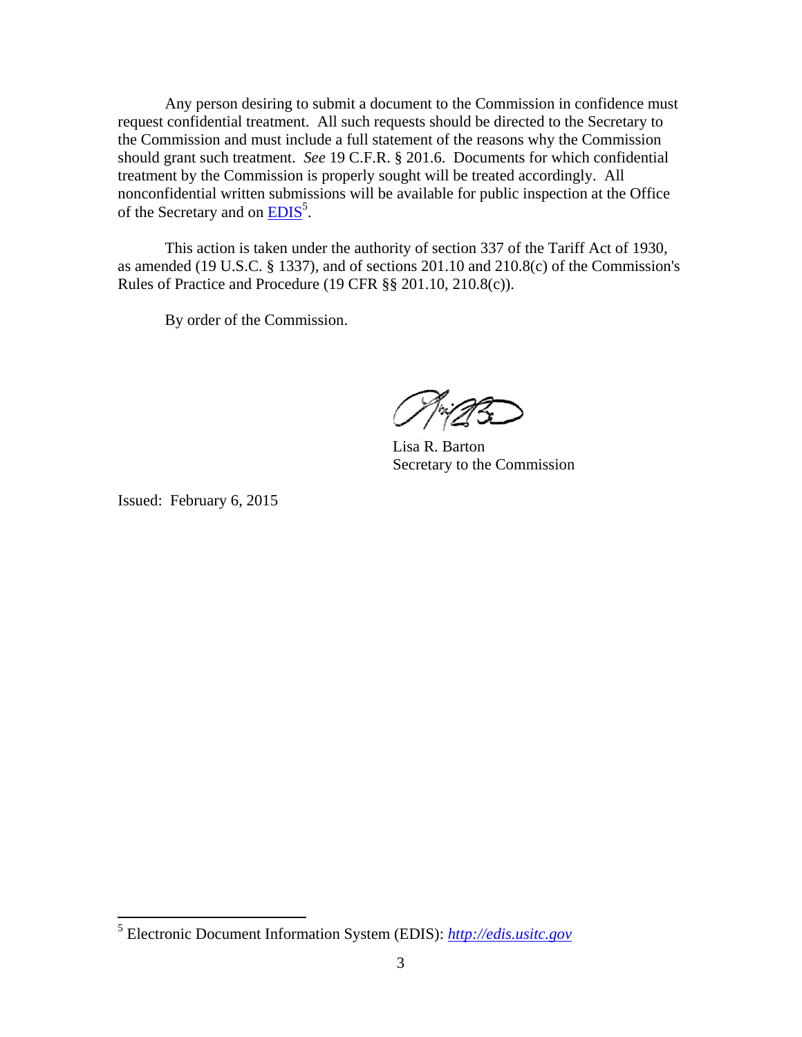Any person desiring to submit a document to the Commission in confidence must request confidential treatment. All such requests should be directed to the Secretary to the Commission and must include a full statement of the reasons why the Commission should grant such treatment. *See* 19 C.F.R. § 201.6. Documents for which confidential treatment by the Commission is properly sought will be treated accordingly. All nonconfidential written submissions will be available for public inspection at the Office of the Secretary and on EDIS[5].

This action is taken under the authority of section 337 of the Tariff Act of 1930, as amended (19 U.S.C. § 1337), and of sections 201.10 and 210.8(c) of the Commission's Rules of Practice and Procedure (19 CFR §§ 201.10, 210.8(c)).

By order of the Commission.

Lisa R. Barton
Secretary to the Commission

Issued: February 6, 2015

[5] Electronic Document Information System (EDIS): *http://edis.usitc.gov*